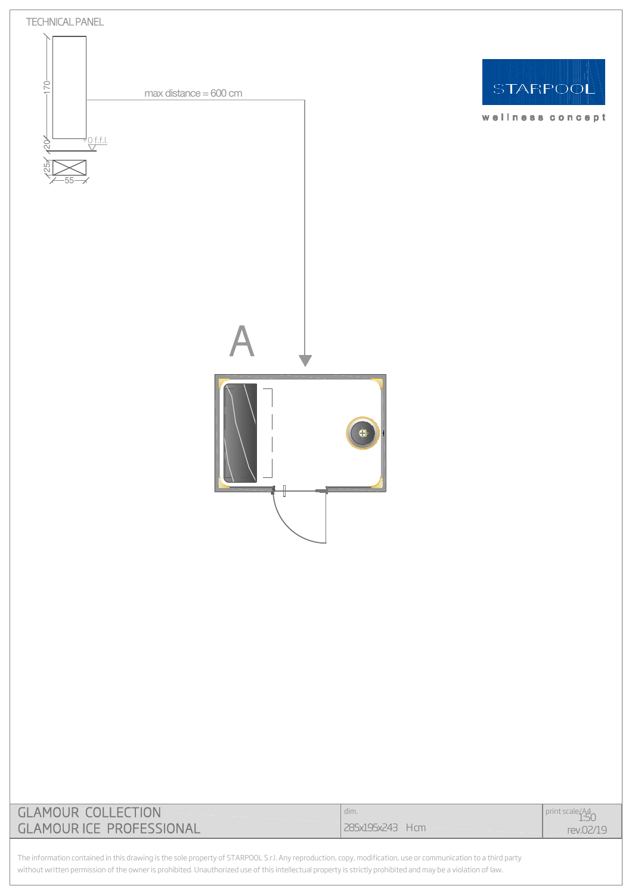TECHNICAL PANEL

170

20

25

55

0 f.f.l.

max distance = 600 cm

STARPOOL

wellness concept

A

| GLAMOUR COLLECTION<br>GLAMOUR ICE PROFESSIONAL | dim.<br>285x195x243 H cm | print scale/A4<br>1:50<br>rev.02/19 |
| --- | --- | --- |

The information contained in this drawing is the sole property of STARPOOL S.r.l. Any reproduction, copy, modification, use or communication to a third party without written permission of the owner is prohibited. Unauthorized use of this intellectual property is strictly prohibited and may be a violation of law.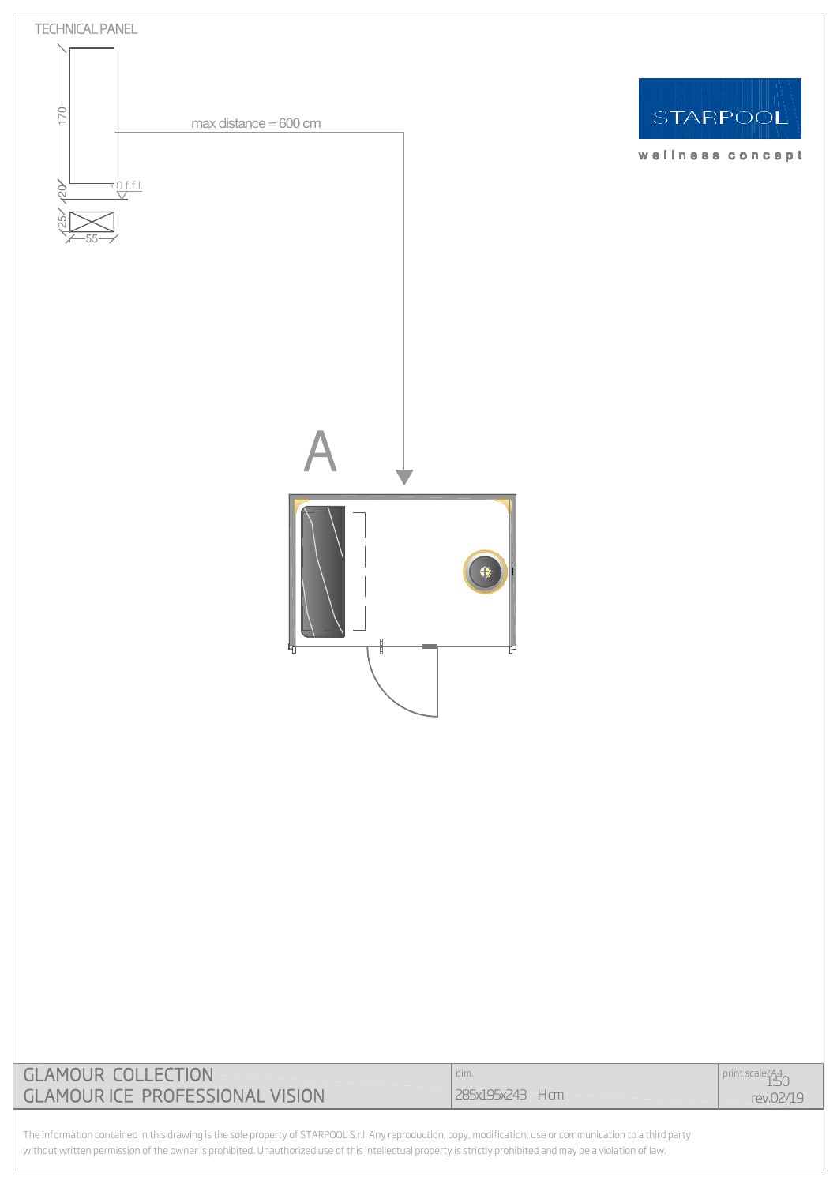TECHNICAL PANEL

170

20

25

55

0 f.f.l.

max distance = 600 cm

STARPOOL

wellness concept

A

| GLAMOUR COLLECTION<br>GLAMOUR ICE PROFESSIONAL VISION | dim.<br>285x195x243 H cm | print scale/A4<br>1:50<br>rev.02/19 |
|---|---|---|

The information contained in this drawing is the sole property of STARPOOL S.r.l. Any reproduction, copy, modification, use or communication to a third party without written permission of the owner is prohibited. Unauthorized use of this intellectual property is strictly prohibited and may be a violation of law.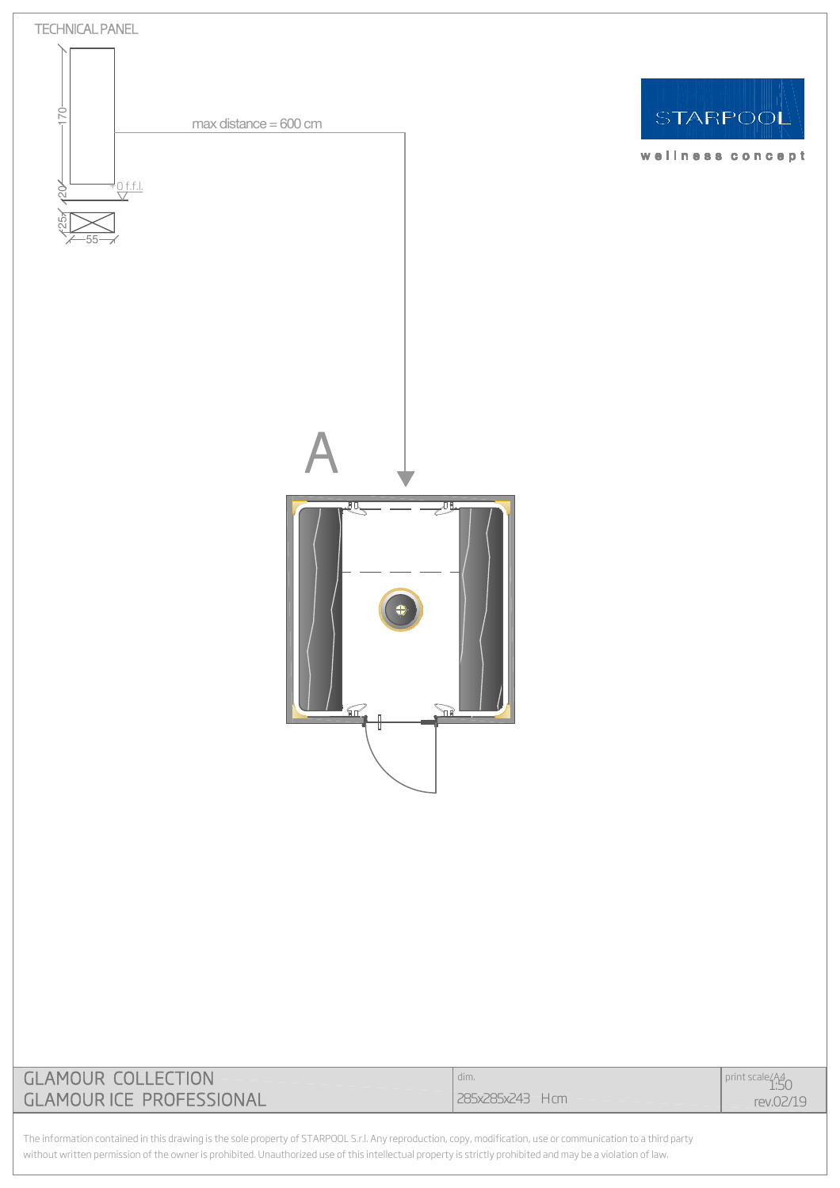TECHNICAL PANEL

170

20

25

55

0 f.f.l.

max distance = 600 cm

STARPOOL

wellness concept

A

| GLAMOUR COLLECTION GLAMOUR ICE PROFESSIONAL | dim. 285x285x243 H cm | print scale/A4 1:50 rev.02/19 |
|---|---|---|

The information contained in this drawing is the sole property of STARPOOL S.r.l. Any reproduction, copy, modification, use or communication to a third party without written permission of the owner is prohibited. Unauthorized use of this intellectual property is strictly prohibited and may be a violation of law.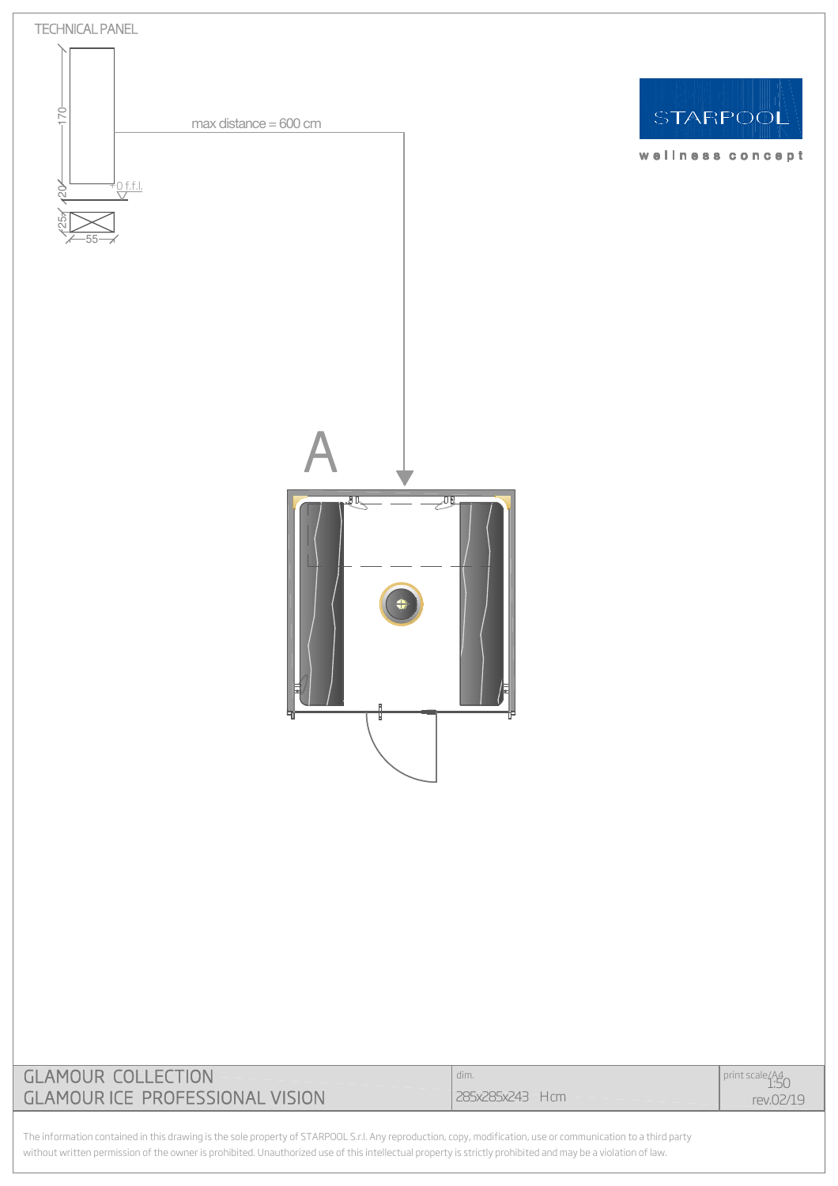TECHNICAL PANEL

170

20

25

55

±0 f.f.l.

max distance = 600 cm

STARPOOL

wellness concept

A

| | | |
|---|---|---|
| GLAMOUR COLLECTION<br>GLAMOUR ICE PROFESSIONAL VISION | dim.<br>285x285x243 Hcm | print scale/A4<br>1:50<br>rev.02/19 |

The information contained in this drawing is the sole property of STARPOOL S.r.l. Any reproduction, copy, modification, use or communication to a third party without written permission of the owner is prohibited. Unauthorized use of this intellectual property is strictly prohibited and may be a violation of law.